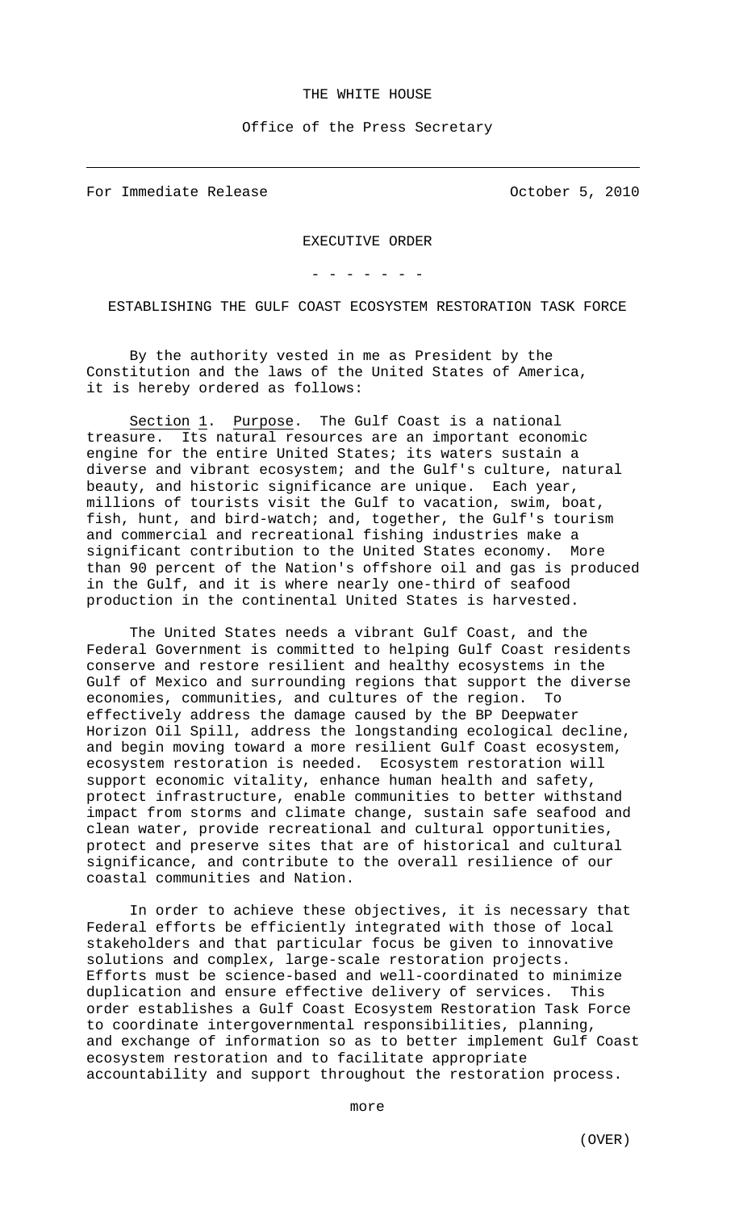THE WHITE HOUSE

Office of the Press Secretary

---

For Immediate Release October 5, 2010

# EXECUTIVE ORDER

\- - - - - - -

## ESTABLISHING THE GULF COAST ECOSYSTEM RESTORATION TASK FORCE

By the authority vested in me as President by the Constitution and the laws of the United States of America, it is hereby ordered as follows:

Section 1. Purpose. The Gulf Coast is a national treasure. Its natural resources are an important economic engine for the entire United States; its waters sustain a diverse and vibrant ecosystem; and the Gulf's culture, natural beauty, and historic significance are unique. Each year, millions of tourists visit the Gulf to vacation, swim, boat, fish, hunt, and bird-watch; and, together, the Gulf's tourism and commercial and recreational fishing industries make a significant contribution to the United States economy. More than 90 percent of the Nation's offshore oil and gas is produced in the Gulf, and it is where nearly one-third of seafood production in the continental United States is harvested.

The United States needs a vibrant Gulf Coast, and the Federal Government is committed to helping Gulf Coast residents conserve and restore resilient and healthy ecosystems in the Gulf of Mexico and surrounding regions that support the diverse economies, communities, and cultures of the region. To effectively address the damage caused by the BP Deepwater Horizon Oil Spill, address the longstanding ecological decline, and begin moving toward a more resilient Gulf Coast ecosystem, ecosystem restoration is needed. Ecosystem restoration will support economic vitality, enhance human health and safety, protect infrastructure, enable communities to better withstand impact from storms and climate change, sustain safe seafood and clean water, provide recreational and cultural opportunities, protect and preserve sites that are of historical and cultural significance, and contribute to the overall resilience of our coastal communities and Nation.

In order to achieve these objectives, it is necessary that Federal efforts be efficiently integrated with those of local stakeholders and that particular focus be given to innovative solutions and complex, large-scale restoration projects. Efforts must be science-based and well-coordinated to minimize duplication and ensure effective delivery of services. This order establishes a Gulf Coast Ecosystem Restoration Task Force to coordinate intergovernmental responsibilities, planning, and exchange of information so as to better implement Gulf Coast ecosystem restoration and to facilitate appropriate accountability and support throughout the restoration process.

more

(OVER)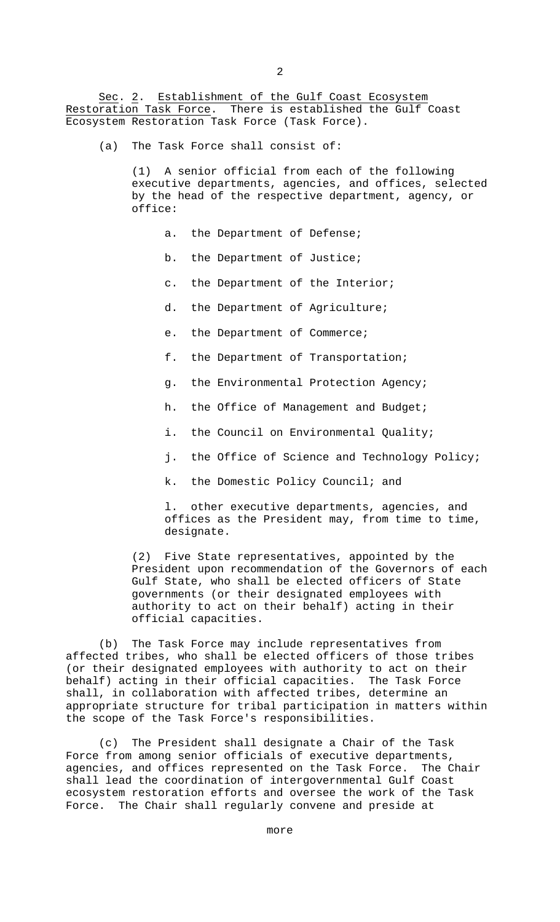Sec. 2. Establishment of the Gulf Coast Ecosystem Restoration Task Force. There is established the Gulf Coast Ecosystem Restoration Task Force (Task Force).

(a) The Task Force shall consist of:

(1) A senior official from each of the following executive departments, agencies, and offices, selected by the head of the respective department, agency, or office:

a. the Department of Defense;

b. the Department of Justice;

c. the Department of the Interior;

d. the Department of Agriculture;

e. the Department of Commerce;

f. the Department of Transportation;

g. the Environmental Protection Agency;

h. the Office of Management and Budget;

i. the Council on Environmental Quality;

j. the Office of Science and Technology Policy;

k. the Domestic Policy Council; and

l. other executive departments, agencies, and offices as the President may, from time to time, designate.

(2) Five State representatives, appointed by the President upon recommendation of the Governors of each Gulf State, who shall be elected officers of State governments (or their designated employees with authority to act on their behalf) acting in their official capacities.

(b) The Task Force may include representatives from affected tribes, who shall be elected officers of those tribes (or their designated employees with authority to act on their behalf) acting in their official capacities. The Task Force shall, in collaboration with affected tribes, determine an appropriate structure for tribal participation in matters within the scope of the Task Force's responsibilities.

(c) The President shall designate a Chair of the Task Force from among senior officials of executive departments, agencies, and offices represented on the Task Force. The Chair shall lead the coordination of intergovernmental Gulf Coast ecosystem restoration efforts and oversee the work of the Task Force. The Chair shall regularly convene and preside at

more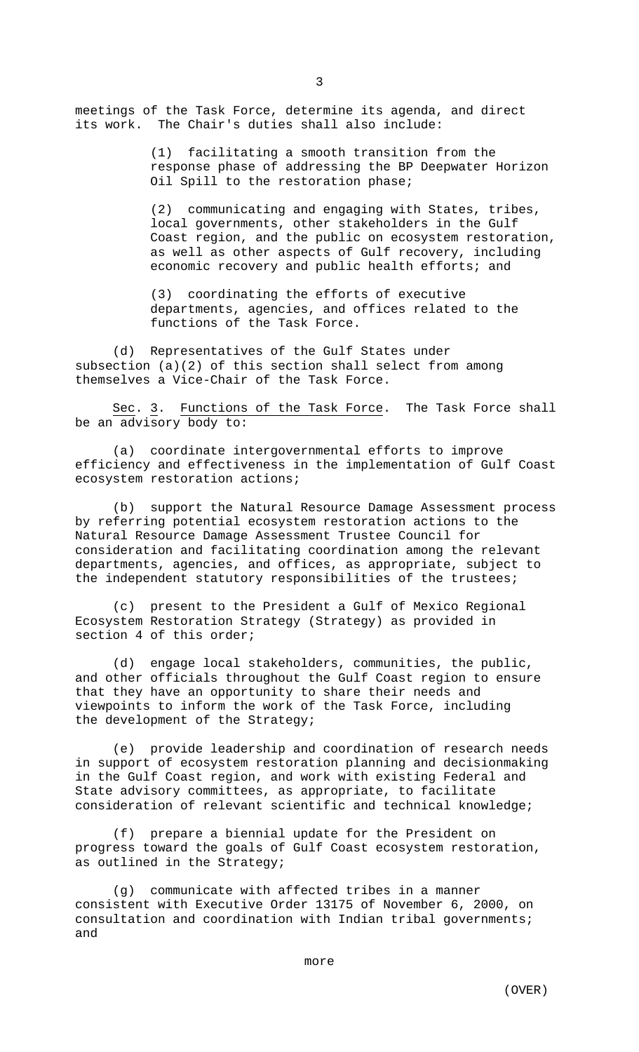meetings of the Task Force, determine its agenda, and direct its work. The Chair's duties shall also include:

(1) facilitating a smooth transition from the response phase of addressing the BP Deepwater Horizon Oil Spill to the restoration phase;

(2) communicating and engaging with States, tribes, local governments, other stakeholders in the Gulf Coast region, and the public on ecosystem restoration, as well as other aspects of Gulf recovery, including economic recovery and public health efforts; and

(3) coordinating the efforts of executive departments, agencies, and offices related to the functions of the Task Force.

(d) Representatives of the Gulf States under subsection (a)(2) of this section shall select from among themselves a Vice-Chair of the Task Force.

Sec. 3. Functions of the Task Force. The Task Force shall be an advisory body to:

(a) coordinate intergovernmental efforts to improve efficiency and effectiveness in the implementation of Gulf Coast ecosystem restoration actions;

(b) support the Natural Resource Damage Assessment process by referring potential ecosystem restoration actions to the Natural Resource Damage Assessment Trustee Council for consideration and facilitating coordination among the relevant departments, agencies, and offices, as appropriate, subject to the independent statutory responsibilities of the trustees;

(c) present to the President a Gulf of Mexico Regional Ecosystem Restoration Strategy (Strategy) as provided in section 4 of this order;

(d) engage local stakeholders, communities, the public, and other officials throughout the Gulf Coast region to ensure that they have an opportunity to share their needs and viewpoints to inform the work of the Task Force, including the development of the Strategy;

(e) provide leadership and coordination of research needs in support of ecosystem restoration planning and decisionmaking in the Gulf Coast region, and work with existing Federal and State advisory committees, as appropriate, to facilitate consideration of relevant scientific and technical knowledge;

(f) prepare a biennial update for the President on progress toward the goals of Gulf Coast ecosystem restoration, as outlined in the Strategy;

(g) communicate with affected tribes in a manner consistent with Executive Order 13175 of November 6, 2000, on consultation and coordination with Indian tribal governments; and

more

(OVER)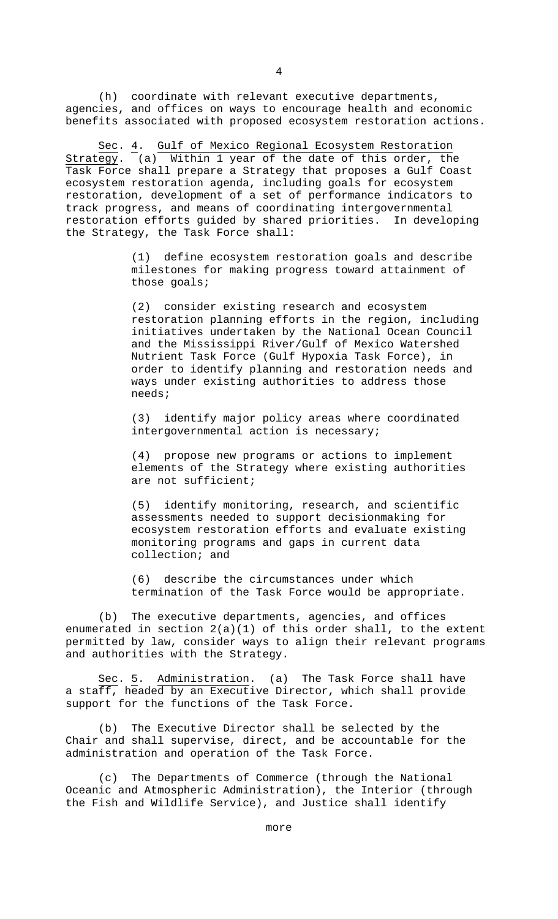(h) coordinate with relevant executive departments, agencies, and offices on ways to encourage health and economic benefits associated with proposed ecosystem restoration actions.

Sec. 4. Gulf of Mexico Regional Ecosystem Restoration Strategy. (a) Within 1 year of the date of this order, the Task Force shall prepare a Strategy that proposes a Gulf Coast ecosystem restoration agenda, including goals for ecosystem restoration, development of a set of performance indicators to track progress, and means of coordinating intergovernmental restoration efforts guided by shared priorities. In developing the Strategy, the Task Force shall:

(1) define ecosystem restoration goals and describe milestones for making progress toward attainment of those goals;

(2) consider existing research and ecosystem restoration planning efforts in the region, including initiatives undertaken by the National Ocean Council and the Mississippi River/Gulf of Mexico Watershed Nutrient Task Force (Gulf Hypoxia Task Force), in order to identify planning and restoration needs and ways under existing authorities to address those needs;

(3) identify major policy areas where coordinated intergovernmental action is necessary;

(4) propose new programs or actions to implement elements of the Strategy where existing authorities are not sufficient;

(5) identify monitoring, research, and scientific assessments needed to support decisionmaking for ecosystem restoration efforts and evaluate existing monitoring programs and gaps in current data collection; and

(6) describe the circumstances under which termination of the Task Force would be appropriate.

(b) The executive departments, agencies, and offices enumerated in section 2(a)(1) of this order shall, to the extent permitted by law, consider ways to align their relevant programs and authorities with the Strategy.

Sec. 5. Administration. (a) The Task Force shall have a staff, headed by an Executive Director, which shall provide support for the functions of the Task Force.

(b) The Executive Director shall be selected by the Chair and shall supervise, direct, and be accountable for the administration and operation of the Task Force.

(c) The Departments of Commerce (through the National Oceanic and Atmospheric Administration), the Interior (through the Fish and Wildlife Service), and Justice shall identify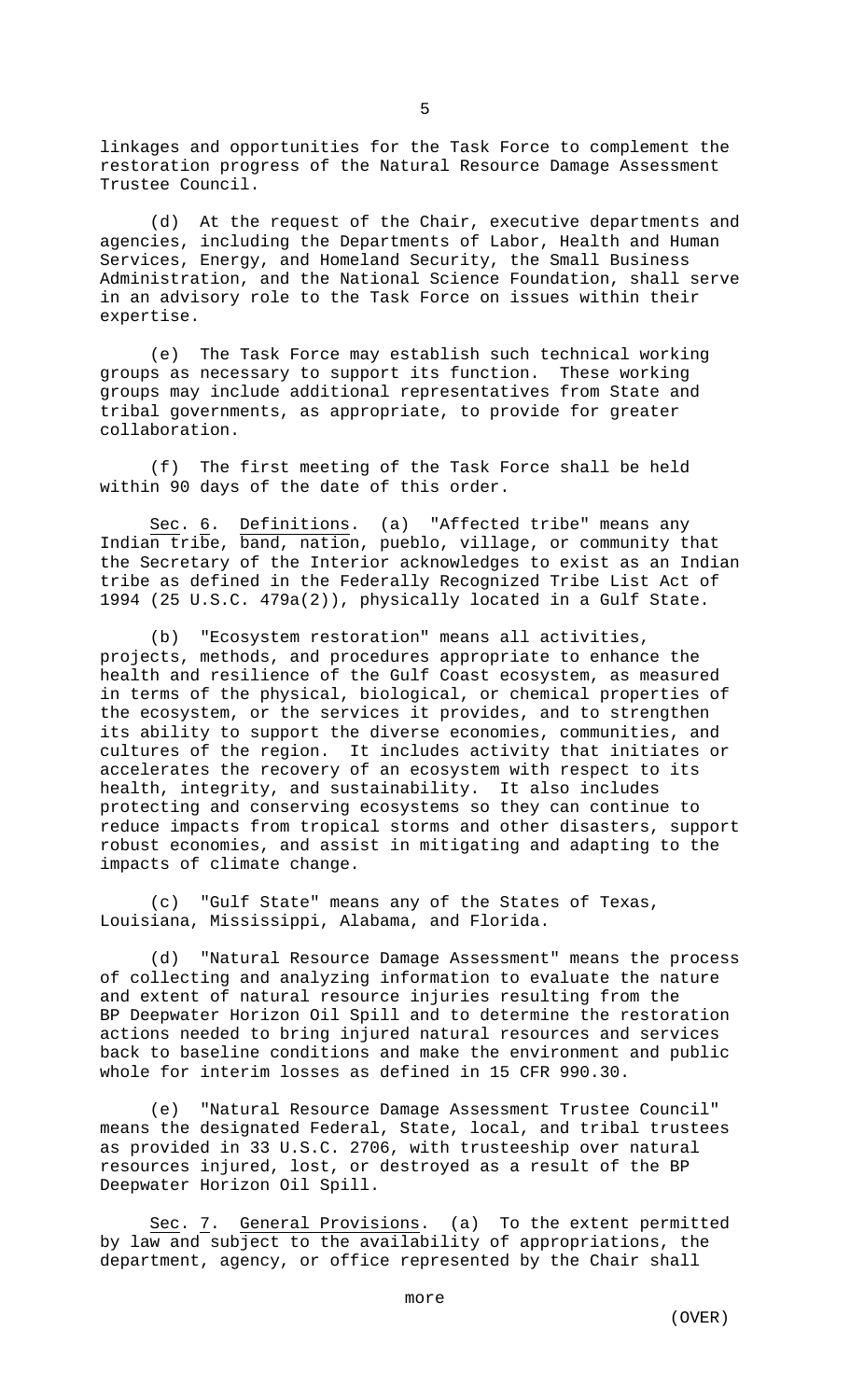linkages and opportunities for the Task Force to complement the restoration progress of the Natural Resource Damage Assessment Trustee Council.

(d) At the request of the Chair, executive departments and agencies, including the Departments of Labor, Health and Human Services, Energy, and Homeland Security, the Small Business Administration, and the National Science Foundation, shall serve in an advisory role to the Task Force on issues within their expertise.

(e) The Task Force may establish such technical working groups as necessary to support its function. These working groups may include additional representatives from State and tribal governments, as appropriate, to provide for greater collaboration.

(f) The first meeting of the Task Force shall be held within 90 days of the date of this order.

Sec. 6. Definitions. (a) "Affected tribe" means any Indian tribe, band, nation, pueblo, village, or community that the Secretary of the Interior acknowledges to exist as an Indian tribe as defined in the Federally Recognized Tribe List Act of 1994 (25 U.S.C. 479a(2)), physically located in a Gulf State.

(b) "Ecosystem restoration" means all activities, projects, methods, and procedures appropriate to enhance the health and resilience of the Gulf Coast ecosystem, as measured in terms of the physical, biological, or chemical properties of the ecosystem, or the services it provides, and to strengthen its ability to support the diverse economies, communities, and cultures of the region. It includes activity that initiates or accelerates the recovery of an ecosystem with respect to its health, integrity, and sustainability. It also includes protecting and conserving ecosystems so they can continue to reduce impacts from tropical storms and other disasters, support robust economies, and assist in mitigating and adapting to the impacts of climate change.

(c) "Gulf State" means any of the States of Texas, Louisiana, Mississippi, Alabama, and Florida.

(d) "Natural Resource Damage Assessment" means the process of collecting and analyzing information to evaluate the nature and extent of natural resource injuries resulting from the BP Deepwater Horizon Oil Spill and to determine the restoration actions needed to bring injured natural resources and services back to baseline conditions and make the environment and public whole for interim losses as defined in 15 CFR 990.30.

(e) "Natural Resource Damage Assessment Trustee Council" means the designated Federal, State, local, and tribal trustees as provided in 33 U.S.C. 2706, with trusteeship over natural resources injured, lost, or destroyed as a result of the BP Deepwater Horizon Oil Spill.

Sec. 7. General Provisions. (a) To the extent permitted by law and subject to the availability of appropriations, the department, agency, or office represented by the Chair shall

more

(OVER)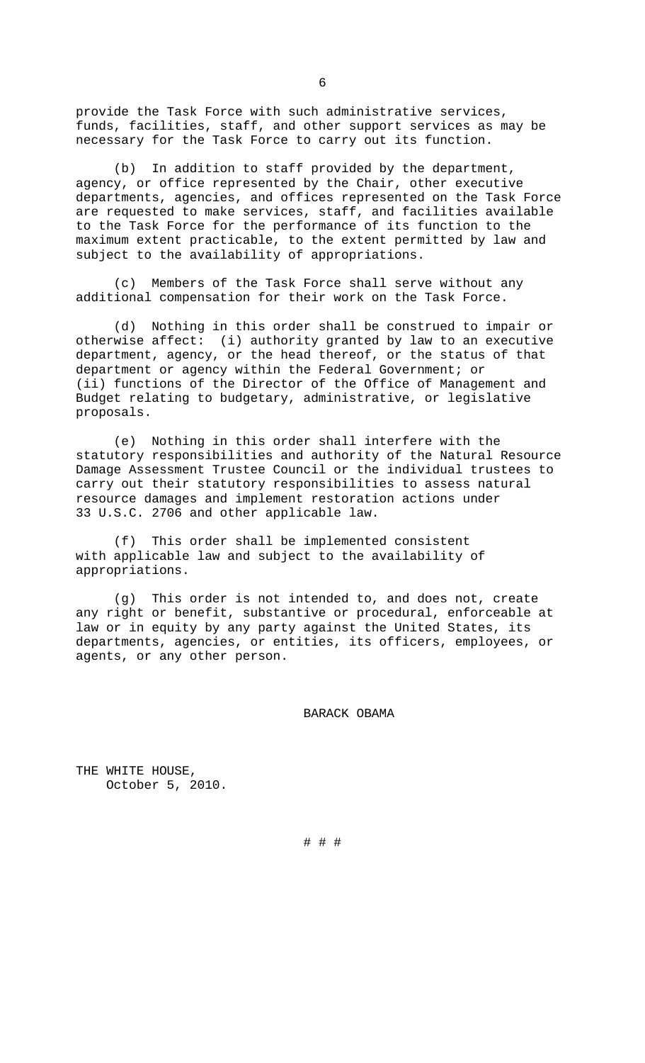provide the Task Force with such administrative services, funds, facilities, staff, and other support services as may be necessary for the Task Force to carry out its function.

(b) In addition to staff provided by the department, agency, or office represented by the Chair, other executive departments, agencies, and offices represented on the Task Force are requested to make services, staff, and facilities available to the Task Force for the performance of its function to the maximum extent practicable, to the extent permitted by law and subject to the availability of appropriations.

(c) Members of the Task Force shall serve without any additional compensation for their work on the Task Force.

(d) Nothing in this order shall be construed to impair or otherwise affect: (i) authority granted by law to an executive department, agency, or the head thereof, or the status of that department or agency within the Federal Government; or (ii) functions of the Director of the Office of Management and Budget relating to budgetary, administrative, or legislative proposals.

(e) Nothing in this order shall interfere with the statutory responsibilities and authority of the Natural Resource Damage Assessment Trustee Council or the individual trustees to carry out their statutory responsibilities to assess natural resource damages and implement restoration actions under 33 U.S.C. 2706 and other applicable law.

(f) This order shall be implemented consistent with applicable law and subject to the availability of appropriations.

(g) This order is not intended to, and does not, create any right or benefit, substantive or procedural, enforceable at law or in equity by any party against the United States, its departments, agencies, or entities, its officers, employees, or agents, or any other person.

BARACK OBAMA

THE WHITE HOUSE,
October 5, 2010.

# # #